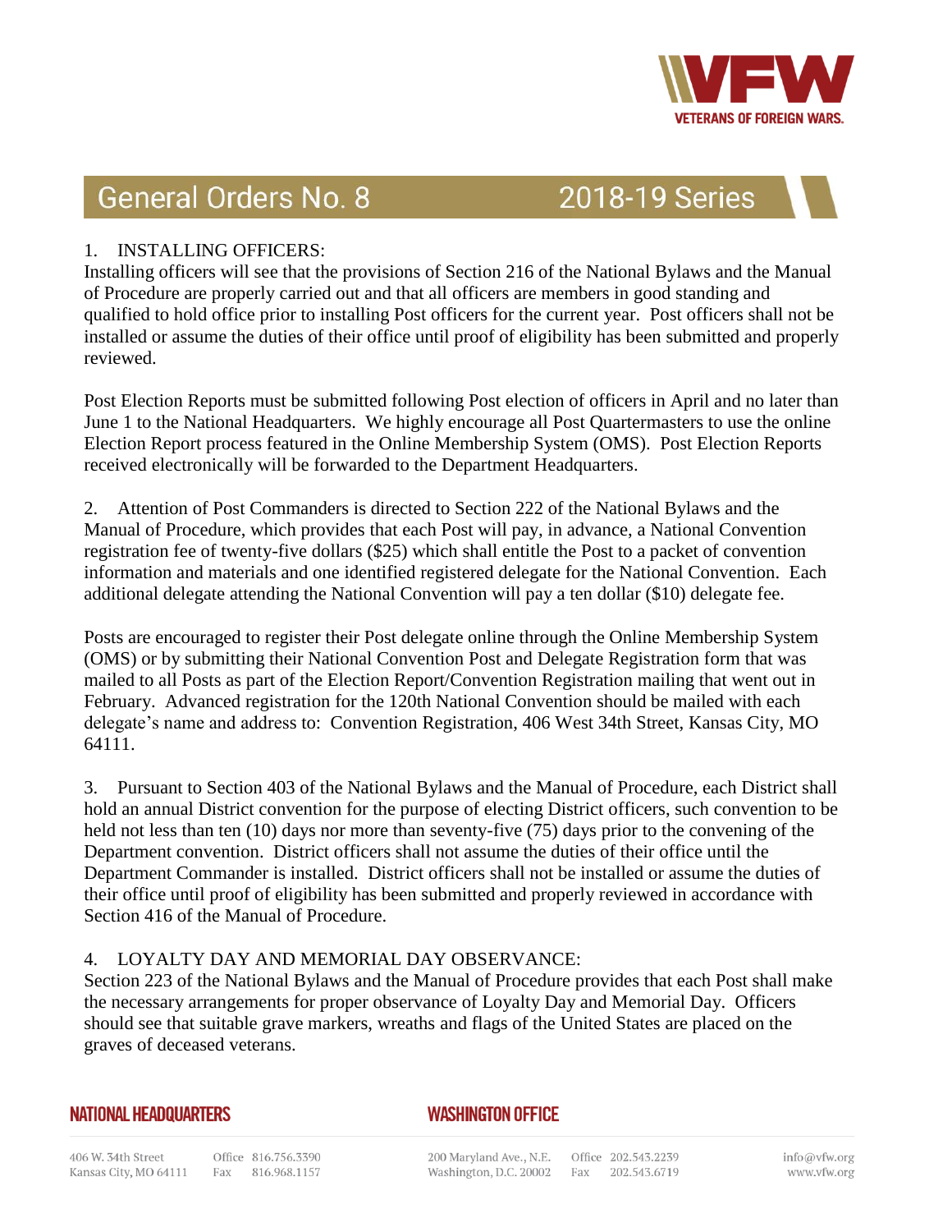# General Orders No. 8 — 2018-19 Series

1. INSTALLING OFFICERS:
Installing officers will see that the provisions of Section 216 of the National Bylaws and the Manual of Procedure are properly carried out and that all officers are members in good standing and qualified to hold office prior to installing Post officers for the current year. Post officers shall not be installed or assume the duties of their office until proof of eligibility has been submitted and properly reviewed.

Post Election Reports must be submitted following Post election of officers in April and no later than June 1 to the National Headquarters. We highly encourage all Post Quartermasters to use the online Election Report process featured in the Online Membership System (OMS). Post Election Reports received electronically will be forwarded to the Department Headquarters.

2. Attention of Post Commanders is directed to Section 222 of the National Bylaws and the Manual of Procedure, which provides that each Post will pay, in advance, a National Convention registration fee of twenty-five dollars ($25) which shall entitle the Post to a packet of convention information and materials and one identified registered delegate for the National Convention. Each additional delegate attending the National Convention will pay a ten dollar ($10) delegate fee.

Posts are encouraged to register their Post delegate online through the Online Membership System (OMS) or by submitting their National Convention Post and Delegate Registration form that was mailed to all Posts as part of the Election Report/Convention Registration mailing that went out in February. Advanced registration for the 120th National Convention should be mailed with each delegate's name and address to: Convention Registration, 406 West 34th Street, Kansas City, MO 64111.

3. Pursuant to Section 403 of the National Bylaws and the Manual of Procedure, each District shall hold an annual District convention for the purpose of electing District officers, such convention to be held not less than ten (10) days nor more than seventy-five (75) days prior to the convening of the Department convention. District officers shall not assume the duties of their office until the Department Commander is installed. District officers shall not be installed or assume the duties of their office until proof of eligibility has been submitted and properly reviewed in accordance with Section 416 of the Manual of Procedure.

4. LOYALTY DAY AND MEMORIAL DAY OBSERVANCE:
Section 223 of the National Bylaws and the Manual of Procedure provides that each Post shall make the necessary arrangements for proper observance of Loyalty Day and Memorial Day. Officers should see that suitable grave markers, wreaths and flags of the United States are placed on the graves of deceased veterans.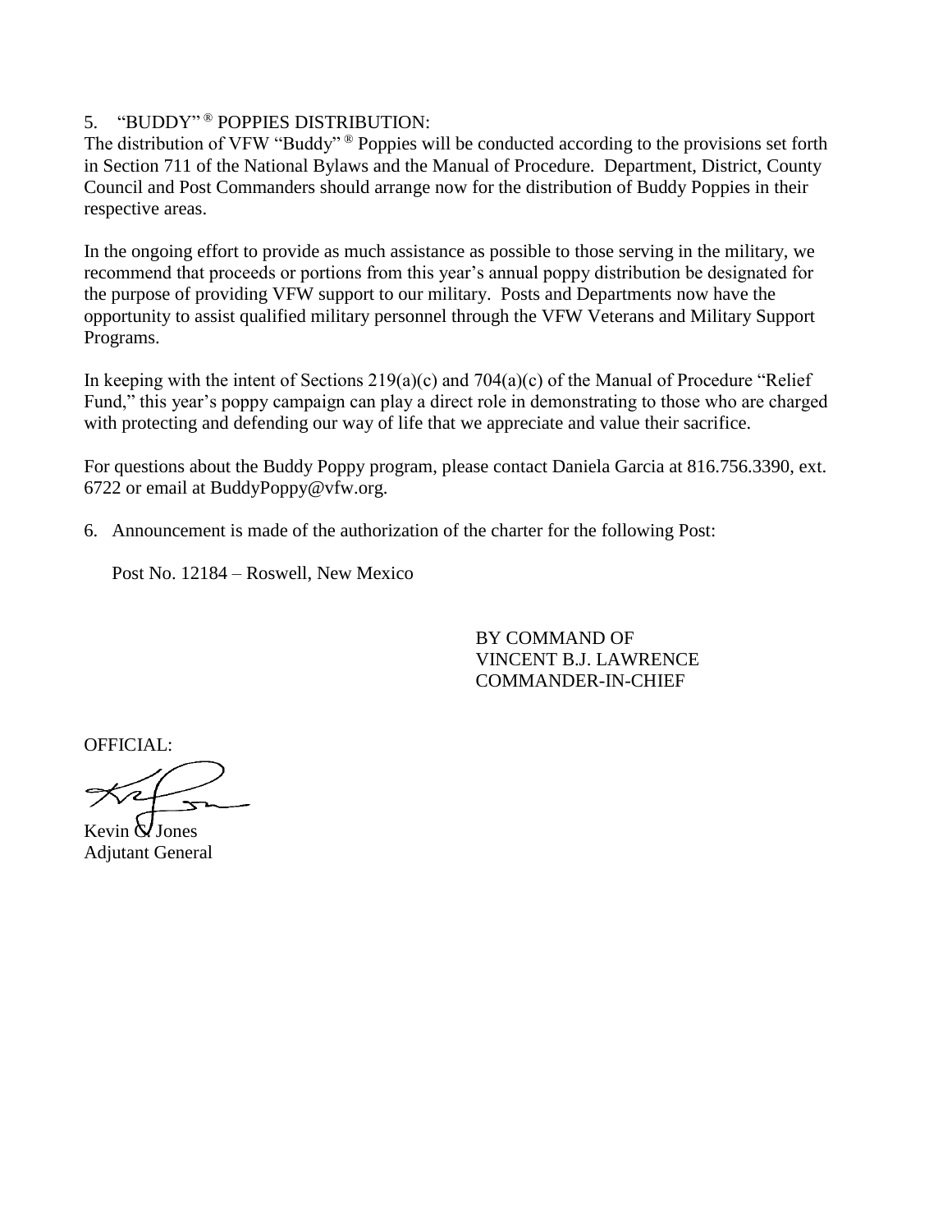5. "BUDDY" ® POPPIES DISTRIBUTION:

The distribution of VFW "Buddy" ® Poppies will be conducted according to the provisions set forth in Section 711 of the National Bylaws and the Manual of Procedure. Department, District, County Council and Post Commanders should arrange now for the distribution of Buddy Poppies in their respective areas.

In the ongoing effort to provide as much assistance as possible to those serving in the military, we recommend that proceeds or portions from this year's annual poppy distribution be designated for the purpose of providing VFW support to our military. Posts and Departments now have the opportunity to assist qualified military personnel through the VFW Veterans and Military Support Programs.

In keeping with the intent of Sections 219(a)(c) and 704(a)(c) of the Manual of Procedure "Relief Fund," this year's poppy campaign can play a direct role in demonstrating to those who are charged with protecting and defending our way of life that we appreciate and value their sacrifice.

For questions about the Buddy Poppy program, please contact Daniela Garcia at 816.756.3390, ext. 6722 or email at BuddyPoppy@vfw.org.

6. Announcement is made of the authorization of the charter for the following Post:

Post No. 12184 – Roswell, New Mexico

BY COMMAND OF
VINCENT B.J. LAWRENCE
COMMANDER-IN-CHIEF

OFFICIAL:

Kevin C. Jones
Adjutant General